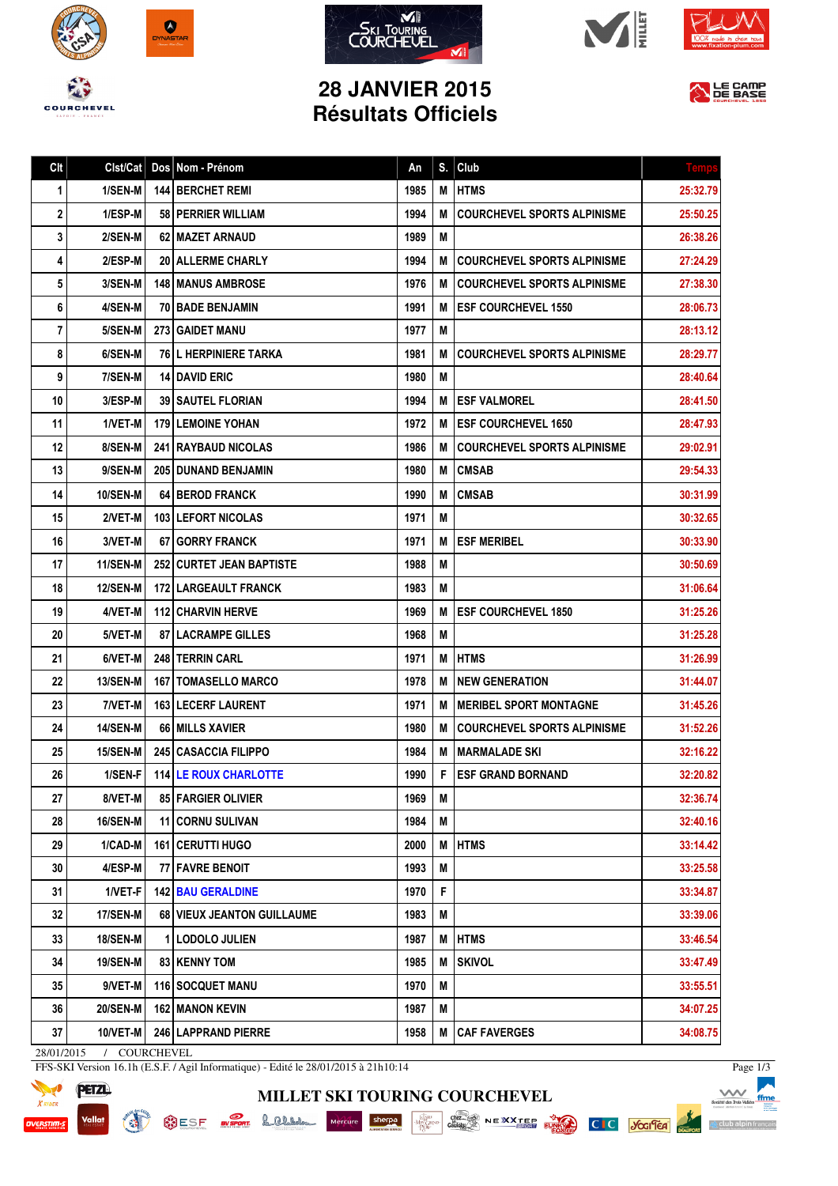# 28 JANVIER 2015
# Résultats Officiels

| Clt | Clst/Cat | Dos | Nom - Prénom | An | S. | Club | Temps |
|---|---|---|---|---|---|---|---|
| 1 | 1/SEN-M | 144 | BERCHET REMI | 1985 | M | HTMS | 25:32.79 |
| 2 | 1/ESP-M | 58 | PERRIER WILLIAM | 1994 | M | COURCHEVEL SPORTS ALPINISME | 25:50.25 |
| 3 | 2/SEN-M | 62 | MAZET ARNAUD | 1989 | M | | 26:38.26 |
| 4 | 2/ESP-M | 20 | ALLERME CHARLY | 1994 | M | COURCHEVEL SPORTS ALPINISME | 27:24.29 |
| 5 | 3/SEN-M | 148 | MANUS AMBROSE | 1976 | M | COURCHEVEL SPORTS ALPINISME | 27:38.30 |
| 6 | 4/SEN-M | 70 | BADE BENJAMIN | 1991 | M | ESF COURCHEVEL 1550 | 28:06.73 |
| 7 | 5/SEN-M | 273 | GAIDET MANU | 1977 | M | | 28:13.12 |
| 8 | 6/SEN-M | 76 | L HERPINIERE TARKA | 1981 | M | COURCHEVEL SPORTS ALPINISME | 28:29.77 |
| 9 | 7/SEN-M | 14 | DAVID ERIC | 1980 | M | | 28:40.64 |
| 10 | 3/ESP-M | 39 | SAUTEL FLORIAN | 1994 | M | ESF VALMOREL | 28:41.50 |
| 11 | 1/VET-M | 179 | LEMOINE YOHAN | 1972 | M | ESF COURCHEVEL 1650 | 28:47.93 |
| 12 | 8/SEN-M | 241 | RAYBAUD NICOLAS | 1986 | M | COURCHEVEL SPORTS ALPINISME | 29:02.91 |
| 13 | 9/SEN-M | 205 | DUNAND BENJAMIN | 1980 | M | CMSAB | 29:54.33 |
| 14 | 10/SEN-M | 64 | BEROD FRANCK | 1990 | M | CMSAB | 30:31.99 |
| 15 | 2/VET-M | 103 | LEFORT NICOLAS | 1971 | M | | 30:32.65 |
| 16 | 3/VET-M | 67 | GORRY FRANCK | 1971 | M | ESF MERIBEL | 30:33.90 |
| 17 | 11/SEN-M | 252 | CURTET JEAN BAPTISTE | 1988 | M | | 30:50.69 |
| 18 | 12/SEN-M | 172 | LARGEAULT FRANCK | 1983 | M | | 31:06.64 |
| 19 | 4/VET-M | 112 | CHARVIN HERVE | 1969 | M | ESF COURCHEVEL 1850 | 31:25.26 |
| 20 | 5/VET-M | 87 | LACRAMPE GILLES | 1968 | M | | 31:25.28 |
| 21 | 6/VET-M | 248 | TERRIN CARL | 1971 | M | HTMS | 31:26.99 |
| 22 | 13/SEN-M | 167 | TOMASELLO MARCO | 1978 | M | NEW GENERATION | 31:44.07 |
| 23 | 7/VET-M | 163 | LECERF LAURENT | 1971 | M | MERIBEL SPORT MONTAGNE | 31:45.26 |
| 24 | 14/SEN-M | 66 | MILLS XAVIER | 1980 | M | COURCHEVEL SPORTS ALPINISME | 31:52.26 |
| 25 | 15/SEN-M | 245 | CASACCIA FILIPPO | 1984 | M | MARMALADE SKI | 32:16.22 |
| 26 | 1/SEN-F | 114 | LE ROUX CHARLOTTE | 1990 | F | ESF GRAND BORNAND | 32:20.82 |
| 27 | 8/VET-M | 85 | FARGIER OLIVIER | 1969 | M | | 32:36.74 |
| 28 | 16/SEN-M | 11 | CORNU SULIVAN | 1984 | M | | 32:40.16 |
| 29 | 1/CAD-M | 161 | CERUTTI HUGO | 2000 | M | HTMS | 33:14.42 |
| 30 | 4/ESP-M | 77 | FAVRE BENOIT | 1993 | M | | 33:25.58 |
| 31 | 1/VET-F | 142 | BAU GERALDINE | 1970 | F | | 33:34.87 |
| 32 | 17/SEN-M | 68 | VIEUX JEANTON GUILLAUME | 1983 | M | | 33:39.06 |
| 33 | 18/SEN-M | 1 | LODOLO JULIEN | 1987 | M | HTMS | 33:46.54 |
| 34 | 19/SEN-M | 83 | KENNY TOM | 1985 | M | SKIVOL | 33:47.49 |
| 35 | 9/VET-M | 116 | SOCQUET MANU | 1970 | M | | 33:55.51 |
| 36 | 20/SEN-M | 162 | MANON KEVIN | 1987 | M | | 34:07.25 |
| 37 | 10/VET-M | 246 | LAPPRAND PIERRE | 1958 | M | CAF FAVERGES | 34:08.75 |

28/01/2015 / COURCHEVEL

FFS-SKI Version 16.1h (E.S.F. / Agil Informatique) - Edité le 28/01/2015 à 21h10:14

MILLET SKI TOURING COURCHEVEL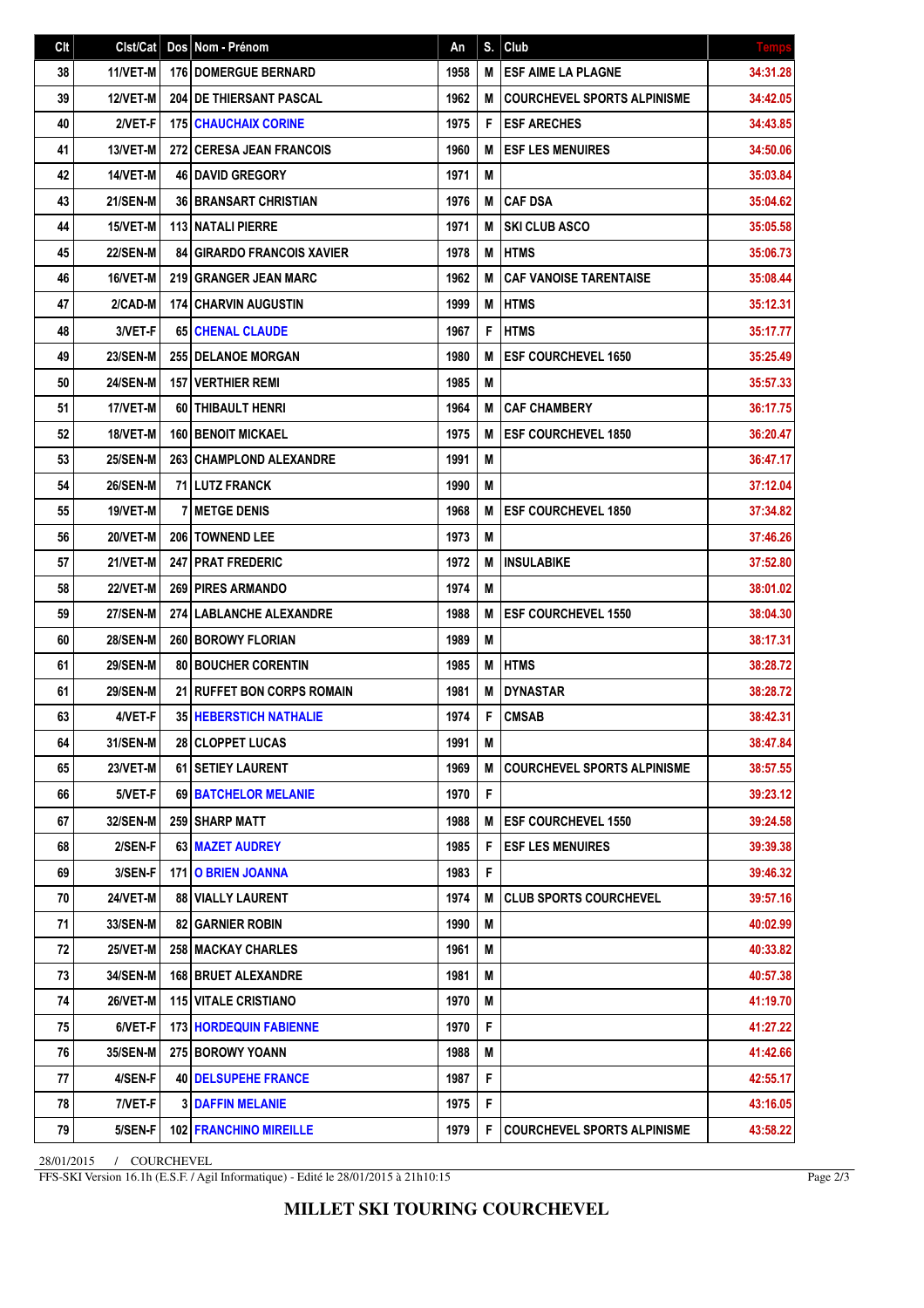| Clt | Clst/Cat | Dos | Nom - Prénom | An | S. | Club | Temps |
|---|---|---|---|---|---|---|---|
| 38 | 11/VET-M | 176 | DOMERGUE BERNARD | 1958 | M | ESF AIME LA PLAGNE | 34:31.28 |
| 39 | 12/VET-M | 204 | DE THIERSANT PASCAL | 1962 | M | COURCHEVEL SPORTS ALPINISME | 34:42.05 |
| 40 | 2/VET-F | 175 | CHAUCHAIX CORINE | 1975 | F | ESF ARECHES | 34:43.85 |
| 41 | 13/VET-M | 272 | CERESA JEAN FRANCOIS | 1960 | M | ESF LES MENUIRES | 34:50.06 |
| 42 | 14/VET-M | 46 | DAVID GREGORY | 1971 | M | | 35:03.84 |
| 43 | 21/SEN-M | 36 | BRANSART CHRISTIAN | 1976 | M | CAF DSA | 35:04.62 |
| 44 | 15/VET-M | 113 | NATALI PIERRE | 1971 | M | SKI CLUB ASCO | 35:05.58 |
| 45 | 22/SEN-M | 84 | GIRARDO FRANCOIS XAVIER | 1978 | M | HTMS | 35:06.73 |
| 46 | 16/VET-M | 219 | GRANGER JEAN MARC | 1962 | M | CAF VANOISE TARENTAISE | 35:08.44 |
| 47 | 2/CAD-M | 174 | CHARVIN AUGUSTIN | 1999 | M | HTMS | 35:12.31 |
| 48 | 3/VET-F | 65 | CHENAL CLAUDE | 1967 | F | HTMS | 35:17.77 |
| 49 | 23/SEN-M | 255 | DELANOE MORGAN | 1980 | M | ESF COURCHEVEL 1650 | 35:25.49 |
| 50 | 24/SEN-M | 157 | VERTHIER REMI | 1985 | M | | 35:57.33 |
| 51 | 17/VET-M | 60 | THIBAULT HENRI | 1964 | M | CAF CHAMBERY | 36:17.75 |
| 52 | 18/VET-M | 160 | BENOIT MICKAEL | 1975 | M | ESF COURCHEVEL 1850 | 36:20.47 |
| 53 | 25/SEN-M | 263 | CHAMPLOND ALEXANDRE | 1991 | M | | 36:47.17 |
| 54 | 26/SEN-M | 71 | LUTZ FRANCK | 1990 | M | | 37:12.04 |
| 55 | 19/VET-M | 7 | METGE DENIS | 1968 | M | ESF COURCHEVEL 1850 | 37:34.82 |
| 56 | 20/VET-M | 206 | TOWNEND LEE | 1973 | M | | 37:46.26 |
| 57 | 21/VET-M | 247 | PRAT FREDERIC | 1972 | M | INSULABIKE | 37:52.80 |
| 58 | 22/VET-M | 269 | PIRES ARMANDO | 1974 | M | | 38:01.02 |
| 59 | 27/SEN-M | 274 | LABLANCHE ALEXANDRE | 1988 | M | ESF COURCHEVEL 1550 | 38:04.30 |
| 60 | 28/SEN-M | 260 | BOROWY FLORIAN | 1989 | M | | 38:17.31 |
| 61 | 29/SEN-M | 80 | BOUCHER CORENTIN | 1985 | M | HTMS | 38:28.72 |
| 61 | 29/SEN-M | 21 | RUFFET BON CORPS ROMAIN | 1981 | M | DYNASTAR | 38:28.72 |
| 63 | 4/VET-F | 35 | HEBERSTICH NATHALIE | 1974 | F | CMSAB | 38:42.31 |
| 64 | 31/SEN-M | 28 | CLOPPET LUCAS | 1991 | M | | 38:47.84 |
| 65 | 23/VET-M | 61 | SETIEY LAURENT | 1969 | M | COURCHEVEL SPORTS ALPINISME | 38:57.55 |
| 66 | 5/VET-F | 69 | BATCHELOR MELANIE | 1970 | F | | 39:23.12 |
| 67 | 32/SEN-M | 259 | SHARP MATT | 1988 | M | ESF COURCHEVEL 1550 | 39:24.58 |
| 68 | 2/SEN-F | 63 | MAZET AUDREY | 1985 | F | ESF LES MENUIRES | 39:39.38 |
| 69 | 3/SEN-F | 171 | O BRIEN JOANNA | 1983 | F | | 39:46.32 |
| 70 | 24/VET-M | 88 | VIALLY LAURENT | 1974 | M | CLUB SPORTS COURCHEVEL | 39:57.16 |
| 71 | 33/SEN-M | 82 | GARNIER ROBIN | 1990 | M | | 40:02.99 |
| 72 | 25/VET-M | 258 | MACKAY CHARLES | 1961 | M | | 40:33.82 |
| 73 | 34/SEN-M | 168 | BRUET ALEXANDRE | 1981 | M | | 40:57.38 |
| 74 | 26/VET-M | 115 | VITALE CRISTIANO | 1970 | M | | 41:19.70 |
| 75 | 6/VET-F | 173 | HORDEQUIN FABIENNE | 1970 | F | | 41:27.22 |
| 76 | 35/SEN-M | 275 | BOROWY YOANN | 1988 | M | | 41:42.66 |
| 77 | 4/SEN-F | 40 | DELSUPEHE FRANCE | 1987 | F | | 42:55.17 |
| 78 | 7/VET-F | 3 | DAFFIN MELANIE | 1975 | F | | 43:16.05 |
| 79 | 5/SEN-F | 102 | FRANCHINO MIREILLE | 1979 | F | COURCHEVEL SPORTS ALPINISME | 43:58.22 |

28/01/2015 / COURCHEVEL

FFS-SKI Version 16.1h (E.S.F. / Agil Informatique) - Edité le 28/01/2015 à 21h10:15

**MILLET SKI TOURING COURCHEVEL**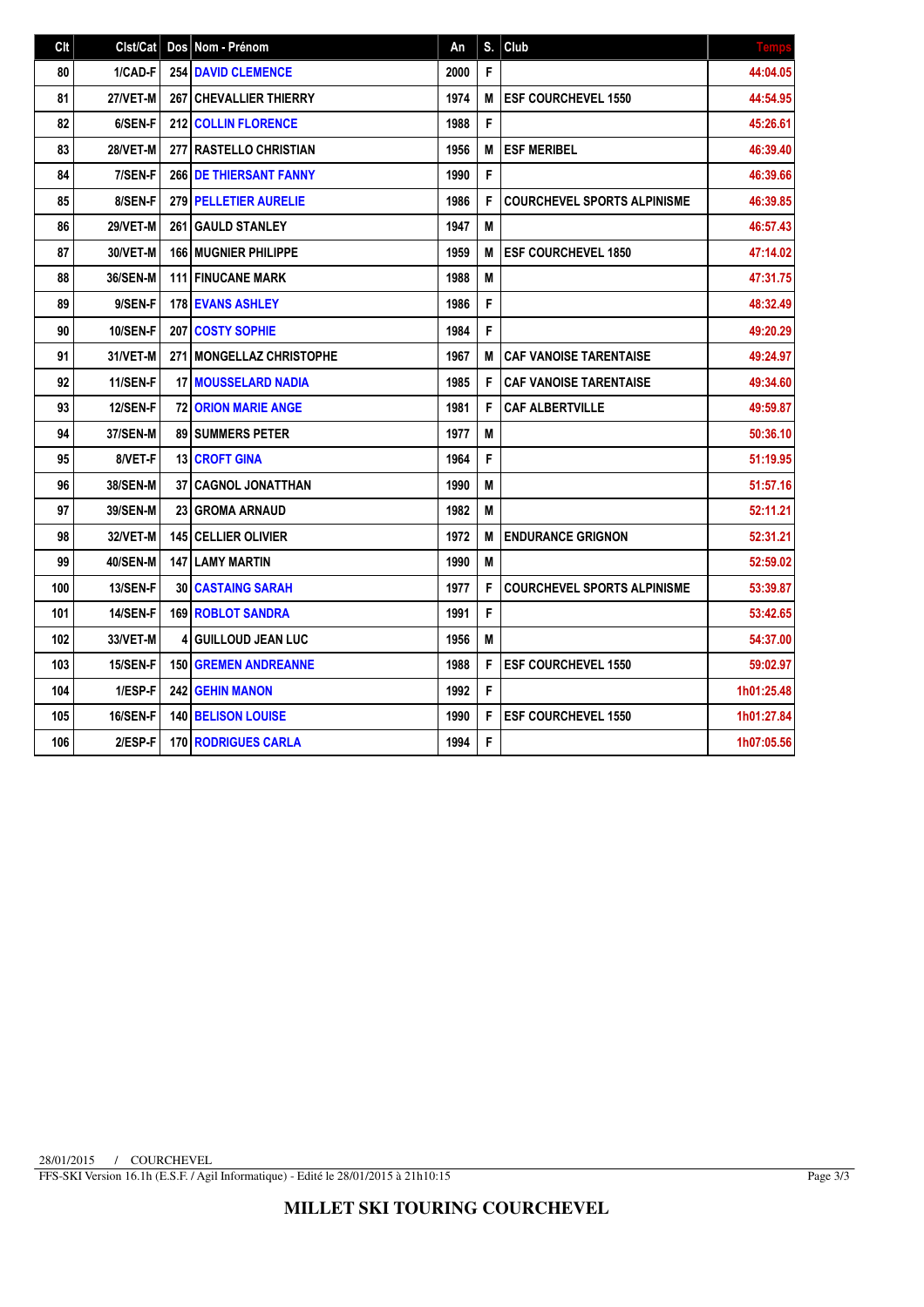| Clt | Clst/Cat | Dos | Nom - Prénom | An | S. | Club | Temps |
|---|---|---|---|---|---|---|---|
| 80 | 1/CAD-F | 254 | DAVID CLEMENCE | 2000 | F | | 44:04.05 |
| 81 | 27/VET-M | 267 | CHEVALLIER THIERRY | 1974 | M | ESF COURCHEVEL 1550 | 44:54.95 |
| 82 | 6/SEN-F | 212 | COLLIN FLORENCE | 1988 | F | | 45:26.61 |
| 83 | 28/VET-M | 277 | RASTELLO CHRISTIAN | 1956 | M | ESF MERIBEL | 46:39.40 |
| 84 | 7/SEN-F | 266 | DE THIERSANT FANNY | 1990 | F | | 46:39.66 |
| 85 | 8/SEN-F | 279 | PELLETIER AURELIE | 1986 | F | COURCHEVEL SPORTS ALPINISME | 46:39.85 |
| 86 | 29/VET-M | 261 | GAULD STANLEY | 1947 | M | | 46:57.43 |
| 87 | 30/VET-M | 166 | MUGNIER PHILIPPE | 1959 | M | ESF COURCHEVEL 1850 | 47:14.02 |
| 88 | 36/SEN-M | 111 | FINUCANE MARK | 1988 | M | | 47:31.75 |
| 89 | 9/SEN-F | 178 | EVANS ASHLEY | 1986 | F | | 48:32.49 |
| 90 | 10/SEN-F | 207 | COSTY SOPHIE | 1984 | F | | 49:20.29 |
| 91 | 31/VET-M | 271 | MONGELLAZ CHRISTOPHE | 1967 | M | CAF VANOISE TARENTAISE | 49:24.97 |
| 92 | 11/SEN-F | 17 | MOUSSELARD NADIA | 1985 | F | CAF VANOISE TARENTAISE | 49:34.60 |
| 93 | 12/SEN-F | 72 | ORION MARIE ANGE | 1981 | F | CAF ALBERTVILLE | 49:59.87 |
| 94 | 37/SEN-M | 89 | SUMMERS PETER | 1977 | M | | 50:36.10 |
| 95 | 8/VET-F | 13 | CROFT GINA | 1964 | F | | 51:19.95 |
| 96 | 38/SEN-M | 37 | CAGNOL JONATTHAN | 1990 | M | | 51:57.16 |
| 97 | 39/SEN-M | 23 | GROMA ARNAUD | 1982 | M | | 52:11.21 |
| 98 | 32/VET-M | 145 | CELLIER OLIVIER | 1972 | M | ENDURANCE GRIGNON | 52:31.21 |
| 99 | 40/SEN-M | 147 | LAMY MARTIN | 1990 | M | | 52:59.02 |
| 100 | 13/SEN-F | 30 | CASTAING SARAH | 1977 | F | COURCHEVEL SPORTS ALPINISME | 53:39.87 |
| 101 | 14/SEN-F | 169 | ROBLOT SANDRA | 1991 | F | | 53:42.65 |
| 102 | 33/VET-M | 4 | GUILLOUD JEAN LUC | 1956 | M | | 54:37.00 |
| 103 | 15/SEN-F | 150 | GREMEN ANDREANNE | 1988 | F | ESF COURCHEVEL 1550 | 59:02.97 |
| 104 | 1/ESP-F | 242 | GEHIN MANON | 1992 | F | | 1h01:25.48 |
| 105 | 16/SEN-F | 140 | BELISON LOUISE | 1990 | F | ESF COURCHEVEL 1550 | 1h01:27.84 |
| 106 | 2/ESP-F | 170 | RODRIGUES CARLA | 1994 | F | | 1h07:05.56 |

28/01/2015 / COURCHEVEL

FFS-SKI Version 16.1h (E.S.F. / Agil Informatique) - Edité le 28/01/2015 à 21h10:15

**MILLET SKI TOURING COURCHEVEL**